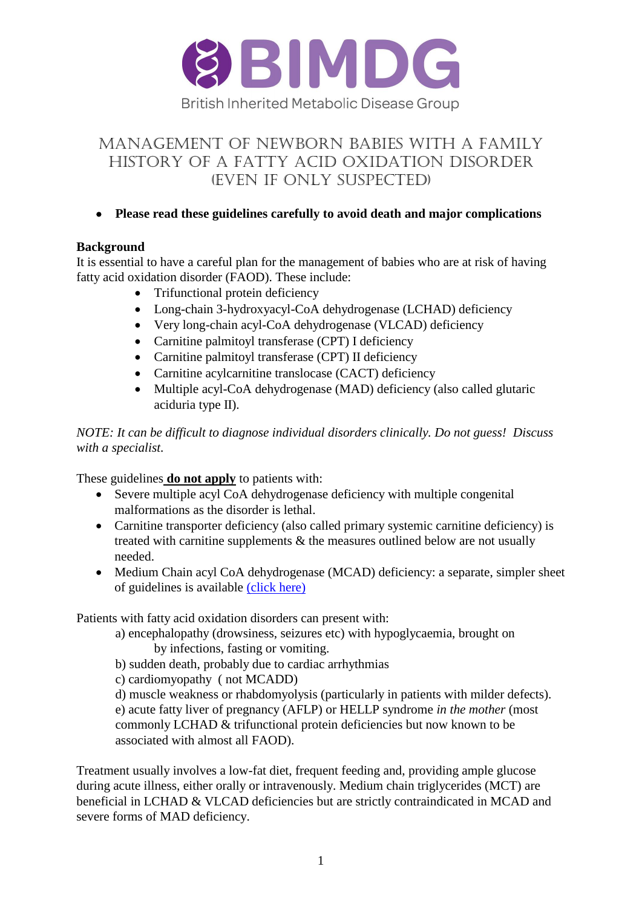BIMDG

British Inherited Metabolic Disease Group

# Management of Newborn Babies with a Family History of a Fatty Acid Oxidation Disorder (Even if Only Suspected)

- **Please read these guidelines carefully to avoid death and major complications**

**Background**

It is essential to have a careful plan for the management of babies who are at risk of having fatty acid oxidation disorder (FAOD). These include:

- Trifunctional protein deficiency
- Long-chain 3-hydroxyacyl-CoA dehydrogenase (LCHAD) deficiency
- Very long-chain acyl-CoA dehydrogenase (VLCAD) deficiency
- Carnitine palmitoyl transferase (CPT) I deficiency
- Carnitine palmitoyl transferase (CPT) II deficiency
- Carnitine acylcarnitine translocase (CACT) deficiency
- Multiple acyl-CoA dehydrogenase (MAD) deficiency (also called glutaric aciduria type II).

*NOTE: It can be difficult to diagnose individual disorders clinically. Do not guess! Discuss with a specialist.*

These guidelines **do not apply** to patients with:

- Severe multiple acyl CoA dehydrogenase deficiency with multiple congenital malformations as the disorder is lethal.
- Carnitine transporter deficiency (also called primary systemic carnitine deficiency) is treated with carnitine supplements & the measures outlined below are not usually needed.
- Medium Chain acyl CoA dehydrogenase (MCAD) deficiency: a separate, simpler sheet of guidelines is available (click here)

Patients with fatty acid oxidation disorders can present with:

a) encephalopathy (drowsiness, seizures etc) with hypoglycaemia, brought on by infections, fasting or vomiting.
b) sudden death, probably due to cardiac arrhythmias
c) cardiomyopathy ( not MCADD)
d) muscle weakness or rhabdomyolysis (particularly in patients with milder defects).
e) acute fatty liver of pregnancy (AFLP) or HELLP syndrome *in the mother* (most commonly LCHAD & trifunctional protein deficiencies but now known to be associated with almost all FAOD).

Treatment usually involves a low-fat diet, frequent feeding and, providing ample glucose during acute illness, either orally or intravenously. Medium chain triglycerides (MCT) are beneficial in LCHAD & VLCAD deficiencies but are strictly contraindicated in MCAD and severe forms of MAD deficiency.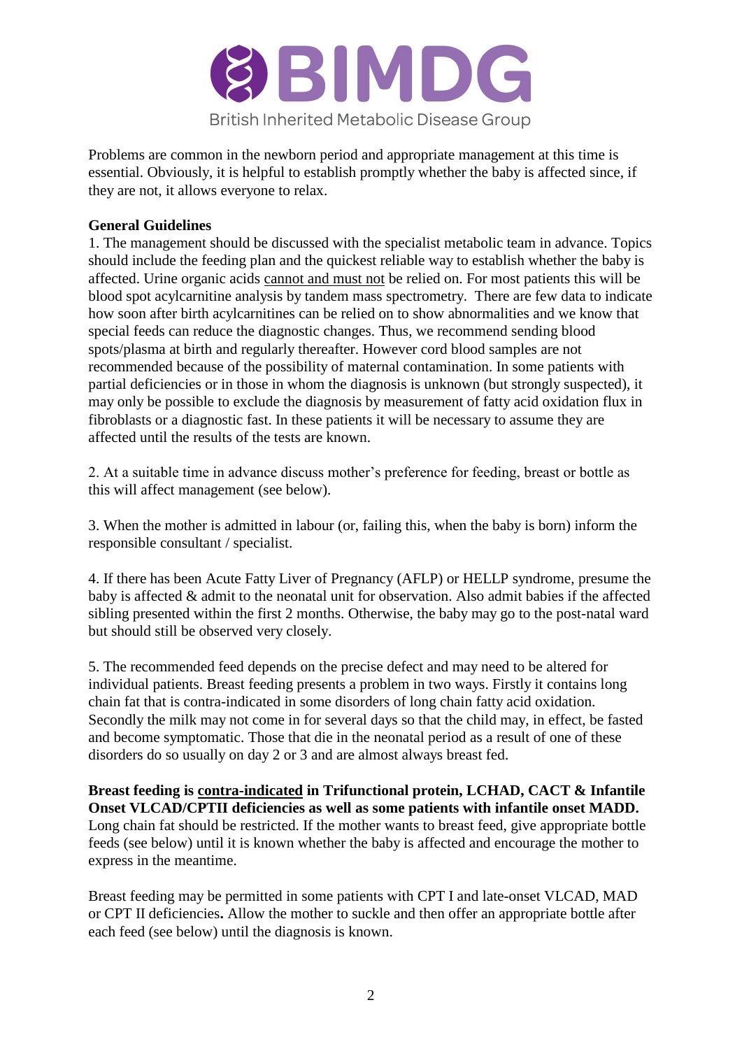Problems are common in the newborn period and appropriate management at this time is essential. Obviously, it is helpful to establish promptly whether the baby is affected since, if they are not, it allows everyone to relax.

**General Guidelines**

1. The management should be discussed with the specialist metabolic team in advance. Topics should include the feeding plan and the quickest reliable way to establish whether the baby is affected. Urine organic acids <u>cannot and must not</u> be relied on. For most patients this will be blood spot acylcarnitine analysis by tandem mass spectrometry. There are few data to indicate how soon after birth acylcarnitines can be relied on to show abnormalities and we know that special feeds can reduce the diagnostic changes. Thus, we recommend sending blood spots/plasma at birth and regularly thereafter. However cord blood samples are not recommended because of the possibility of maternal contamination. In some patients with partial deficiencies or in those in whom the diagnosis is unknown (but strongly suspected), it may only be possible to exclude the diagnosis by measurement of fatty acid oxidation flux in fibroblasts or a diagnostic fast. In these patients it will be necessary to assume they are affected until the results of the tests are known.

2. At a suitable time in advance discuss mother's preference for feeding, breast or bottle as this will affect management (see below).

3. When the mother is admitted in labour (or, failing this, when the baby is born) inform the responsible consultant / specialist.

4. If there has been Acute Fatty Liver of Pregnancy (AFLP) or HELLP syndrome, presume the baby is affected & admit to the neonatal unit for observation. Also admit babies if the affected sibling presented within the first 2 months. Otherwise, the baby may go to the post-natal ward but should still be observed very closely.

5. The recommended feed depends on the precise defect and may need to be altered for individual patients. Breast feeding presents a problem in two ways. Firstly it contains long chain fat that is contra-indicated in some disorders of long chain fatty acid oxidation. Secondly the milk may not come in for several days so that the child may, in effect, be fasted and become symptomatic. Those that die in the neonatal period as a result of one of these disorders do so usually on day 2 or 3 and are almost always breast fed.

**Breast feeding is <u>contra-indicated</u> in Trifunctional protein, LCHAD, CACT & Infantile Onset VLCAD/CPTII deficiencies as well as some patients with infantile onset MADD.** Long chain fat should be restricted. If the mother wants to breast feed, give appropriate bottle feeds (see below) until it is known whether the baby is affected and encourage the mother to express in the meantime.

Breast feeding may be permitted in some patients with CPT I and late-onset VLCAD, MAD or CPT II deficiencies**.** Allow the mother to suckle and then offer an appropriate bottle after each feed (see below) until the diagnosis is known.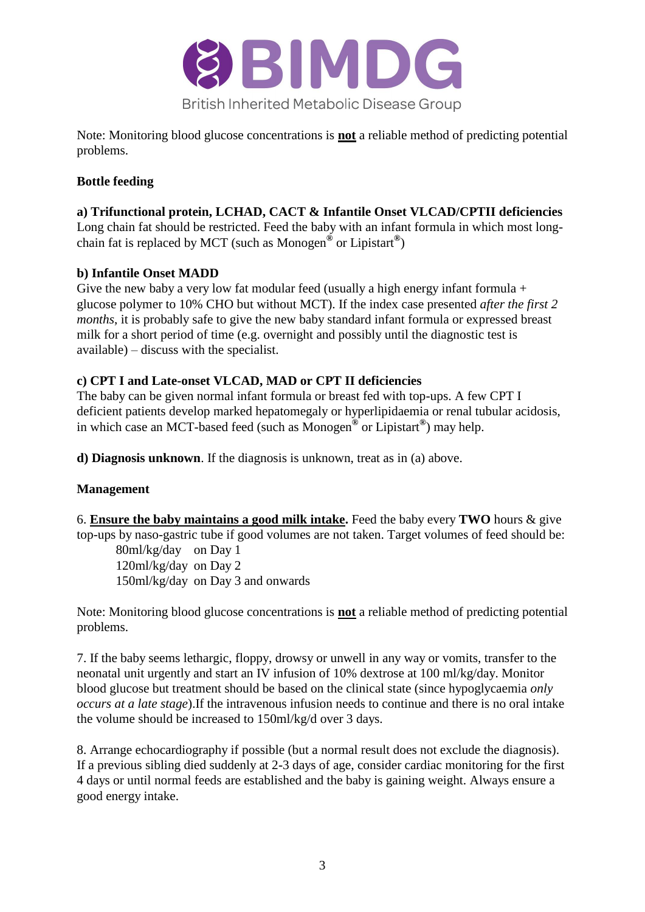Note: Monitoring blood glucose concentrations is **not** a reliable method of predicting potential problems.

**Bottle feeding**

**a) Trifunctional protein, LCHAD, CACT & Infantile Onset VLCAD/CPTII deficiencies**
Long chain fat should be restricted. Feed the baby with an infant formula in which most long-chain fat is replaced by MCT (such as Monogen® or Lipistart®)

**b) Infantile Onset MADD**
Give the new baby a very low fat modular feed (usually a high energy infant formula + glucose polymer to 10% CHO but without MCT). If the index case presented *after the first 2 months*, it is probably safe to give the new baby standard infant formula or expressed breast milk for a short period of time (e.g. overnight and possibly until the diagnostic test is available) – discuss with the specialist.

**c) CPT I and Late-onset VLCAD, MAD or CPT II deficiencies**
The baby can be given normal infant formula or breast fed with top-ups. A few CPT I deficient patients develop marked hepatomegaly or hyperlipidaemia or renal tubular acidosis, in which case an MCT-based feed (such as Monogen® or Lipistart®) may help.

**d) Diagnosis unknown**. If the diagnosis is unknown, treat as in (a) above.

**Management**

6. **Ensure the baby maintains a good milk intake.** Feed the baby every **TWO** hours & give top-ups by naso-gastric tube if good volumes are not taken. Target volumes of feed should be:

- 80ml/kg/day on Day 1
- 120ml/kg/day on Day 2
- 150ml/kg/day on Day 3 and onwards

Note: Monitoring blood glucose concentrations is **not** a reliable method of predicting potential problems.

7. If the baby seems lethargic, floppy, drowsy or unwell in any way or vomits, transfer to the neonatal unit urgently and start an IV infusion of 10% dextrose at 100 ml/kg/day. Monitor blood glucose but treatment should be based on the clinical state (since hypoglycaemia *only occurs at a late stage*).If the intravenous infusion needs to continue and there is no oral intake the volume should be increased to 150ml/kg/d over 3 days.

8. Arrange echocardiography if possible (but a normal result does not exclude the diagnosis). If a previous sibling died suddenly at 2-3 days of age, consider cardiac monitoring for the first 4 days or until normal feeds are established and the baby is gaining weight. Always ensure a good energy intake.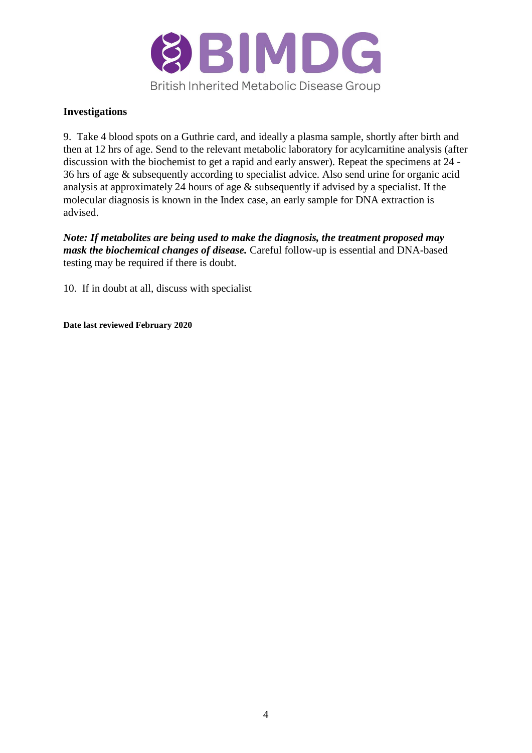**Investigations**

9. Take 4 blood spots on a Guthrie card, and ideally a plasma sample, shortly after birth and then at 12 hrs of age. Send to the relevant metabolic laboratory for acylcarnitine analysis (after discussion with the biochemist to get a rapid and early answer). Repeat the specimens at 24 - 36 hrs of age & subsequently according to specialist advice. Also send urine for organic acid analysis at approximately 24 hours of age & subsequently if advised by a specialist. If the molecular diagnosis is known in the Index case, an early sample for DNA extraction is advised.

***Note: If metabolites are being used to make the diagnosis, the treatment proposed may mask the biochemical changes of disease.*** Careful follow-up is essential and DNA-based testing may be required if there is doubt.

10. If in doubt at all, discuss with specialist

**Date last reviewed February 2020**